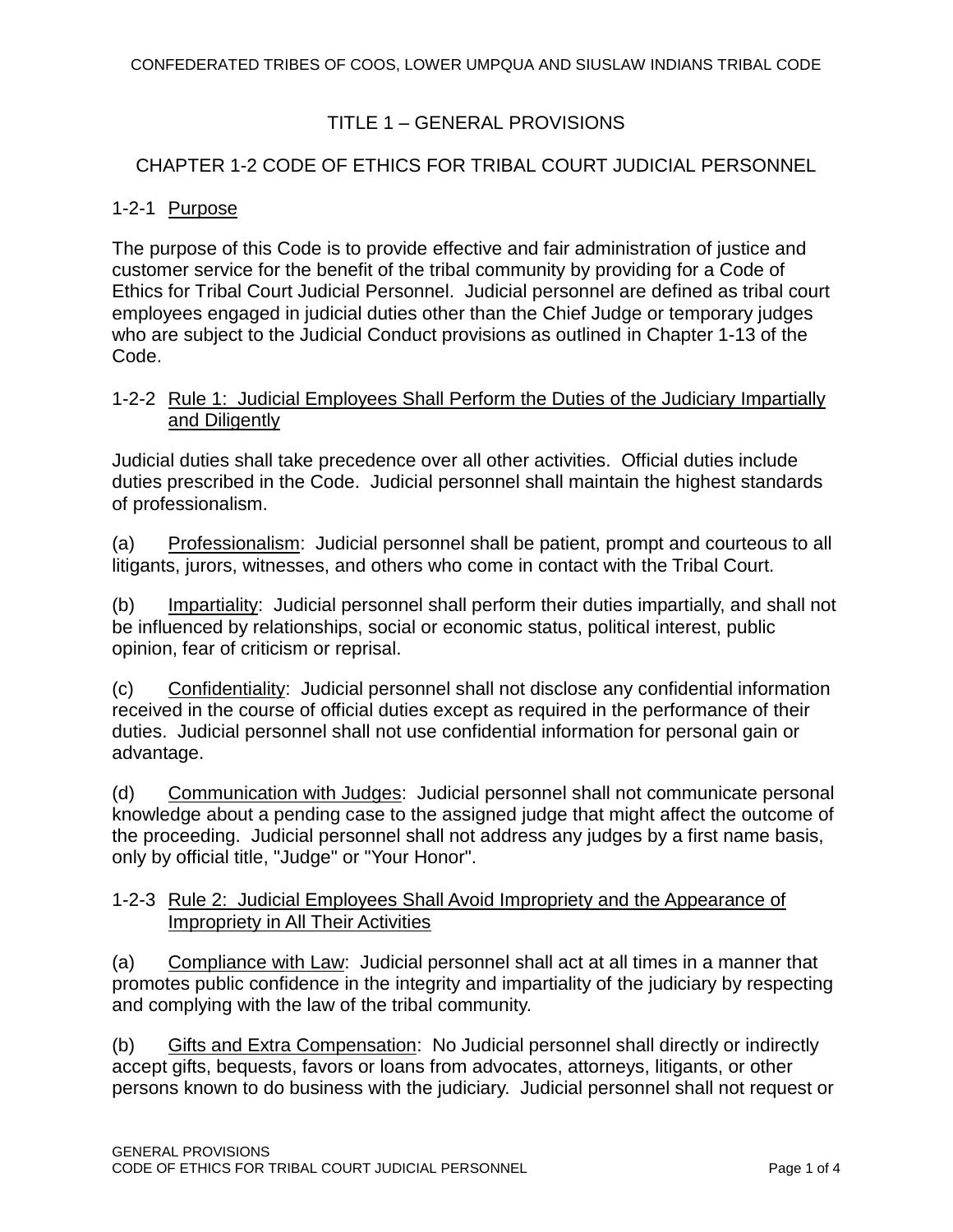CONFEDERATED TRIBES OF COOS, LOWER UMPQUA AND SIUSLAW INDIANS TRIBAL CODE

# TITLE 1 – GENERAL PROVISIONS

## CHAPTER 1-2 CODE OF ETHICS FOR TRIBAL COURT JUDICIAL PERSONNEL

### 1-2-1 Purpose

The purpose of this Code is to provide effective and fair administration of justice and customer service for the benefit of the tribal community by providing for a Code of Ethics for Tribal Court Judicial Personnel. Judicial personnel are defined as tribal court employees engaged in judicial duties other than the Chief Judge or temporary judges who are subject to the Judicial Conduct provisions as outlined in Chapter 1-13 of the Code.

### 1-2-2 Rule 1: Judicial Employees Shall Perform the Duties of the Judiciary Impartially and Diligently

Judicial duties shall take precedence over all other activities. Official duties include duties prescribed in the Code. Judicial personnel shall maintain the highest standards of professionalism.

(a) Professionalism: Judicial personnel shall be patient, prompt and courteous to all litigants, jurors, witnesses, and others who come in contact with the Tribal Court.

(b) Impartiality: Judicial personnel shall perform their duties impartially, and shall not be influenced by relationships, social or economic status, political interest, public opinion, fear of criticism or reprisal.

(c) Confidentiality: Judicial personnel shall not disclose any confidential information received in the course of official duties except as required in the performance of their duties. Judicial personnel shall not use confidential information for personal gain or advantage.

(d) Communication with Judges: Judicial personnel shall not communicate personal knowledge about a pending case to the assigned judge that might affect the outcome of the proceeding. Judicial personnel shall not address any judges by a first name basis, only by official title, "Judge" or "Your Honor".

### 1-2-3 Rule 2: Judicial Employees Shall Avoid Impropriety and the Appearance of Impropriety in All Their Activities

(a) Compliance with Law: Judicial personnel shall act at all times in a manner that promotes public confidence in the integrity and impartiality of the judiciary by respecting and complying with the law of the tribal community.

(b) Gifts and Extra Compensation: No Judicial personnel shall directly or indirectly accept gifts, bequests, favors or loans from advocates, attorneys, litigants, or other persons known to do business with the judiciary. Judicial personnel shall not request or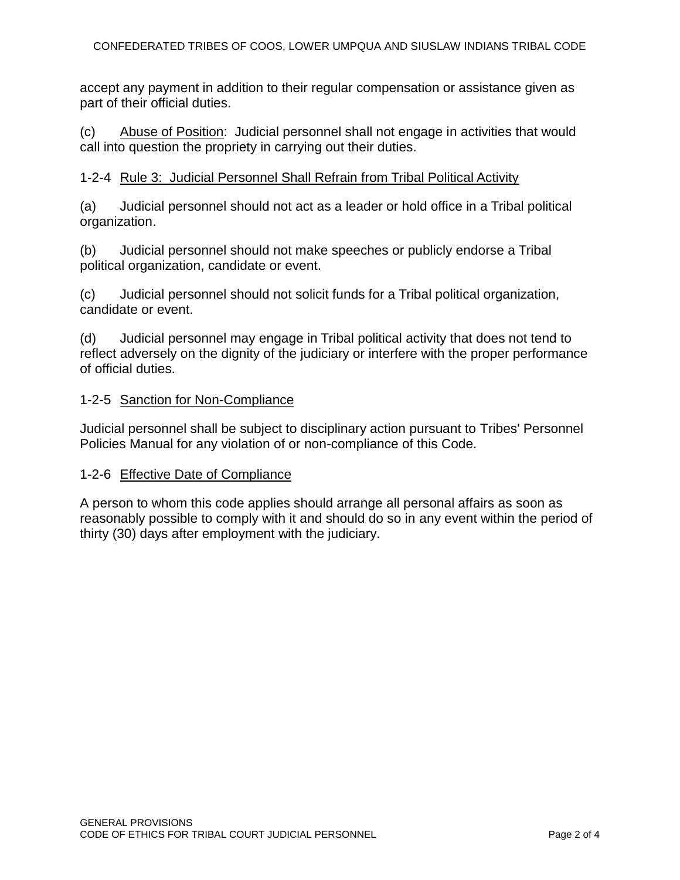accept any payment in addition to their regular compensation or assistance given as part of their official duties.

(c) Abuse of Position: Judicial personnel shall not engage in activities that would call into question the propriety in carrying out their duties.

### 1-2-4 Rule 3: Judicial Personnel Shall Refrain from Tribal Political Activity

(a) Judicial personnel should not act as a leader or hold office in a Tribal political organization.

(b) Judicial personnel should not make speeches or publicly endorse a Tribal political organization, candidate or event.

(c) Judicial personnel should not solicit funds for a Tribal political organization, candidate or event.

(d) Judicial personnel may engage in Tribal political activity that does not tend to reflect adversely on the dignity of the judiciary or interfere with the proper performance of official duties.

### 1-2-5 Sanction for Non-Compliance

Judicial personnel shall be subject to disciplinary action pursuant to Tribes' Personnel Policies Manual for any violation of or non-compliance of this Code.

### 1-2-6 Effective Date of Compliance

A person to whom this code applies should arrange all personal affairs as soon as reasonably possible to comply with it and should do so in any event within the period of thirty (30) days after employment with the judiciary.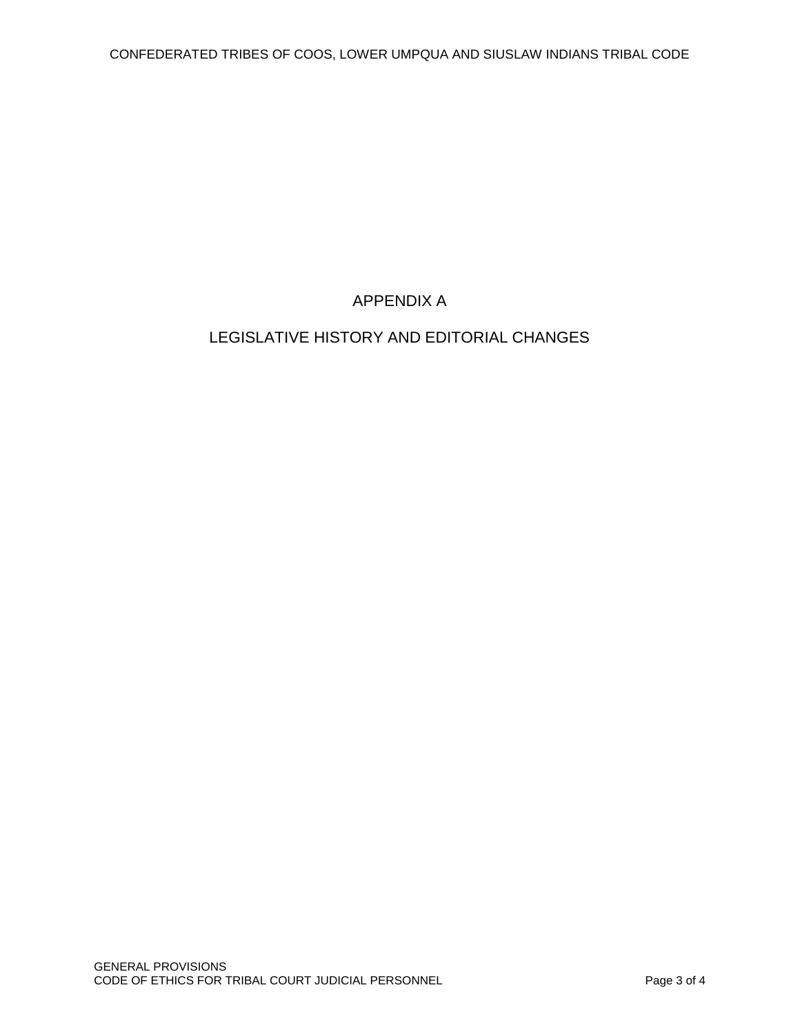# APPENDIX A

## LEGISLATIVE HISTORY AND EDITORIAL CHANGES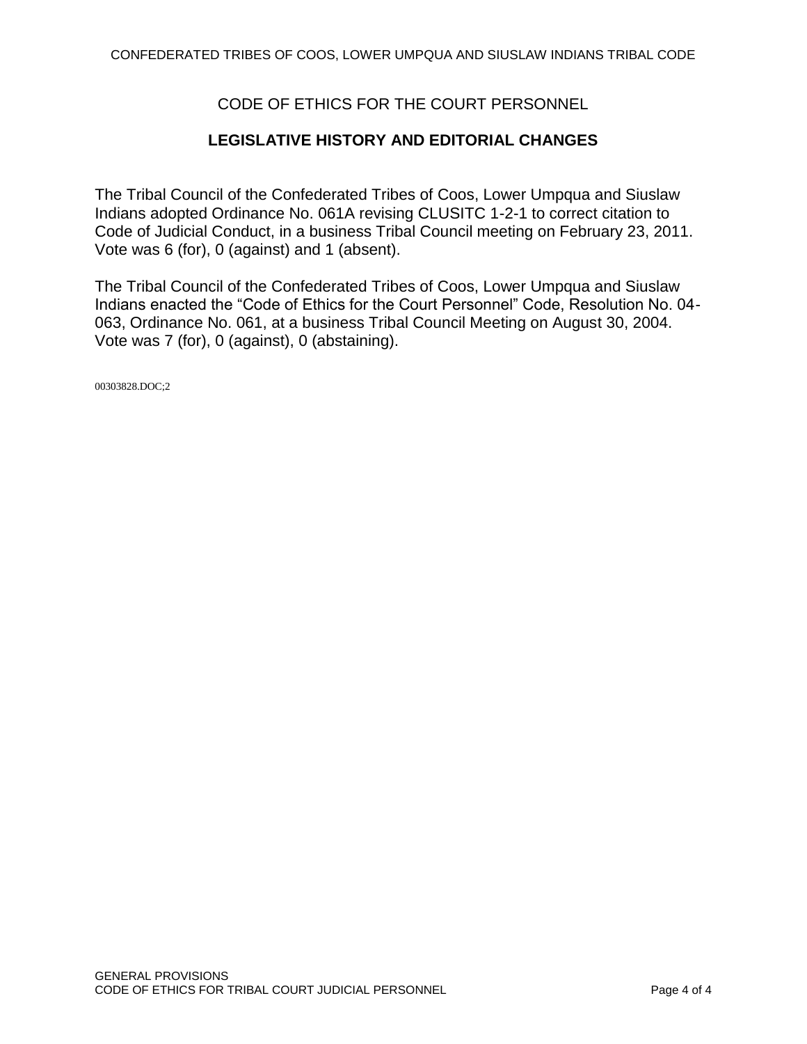CODE OF ETHICS FOR THE COURT PERSONNEL

## LEGISLATIVE HISTORY AND EDITORIAL CHANGES

The Tribal Council of the Confederated Tribes of Coos, Lower Umpqua and Siuslaw Indians adopted Ordinance No. 061A revising CLUSITC 1-2-1 to correct citation to Code of Judicial Conduct, in a business Tribal Council meeting on February 23, 2011. Vote was 6 (for), 0 (against) and 1 (absent).

The Tribal Council of the Confederated Tribes of Coos, Lower Umpqua and Siuslaw Indians enacted the "Code of Ethics for the Court Personnel" Code, Resolution No. 04-063, Ordinance No. 061, at a business Tribal Council Meeting on August 30, 2004. Vote was 7 (for), 0 (against), 0 (abstaining).

00303828.DOC;2